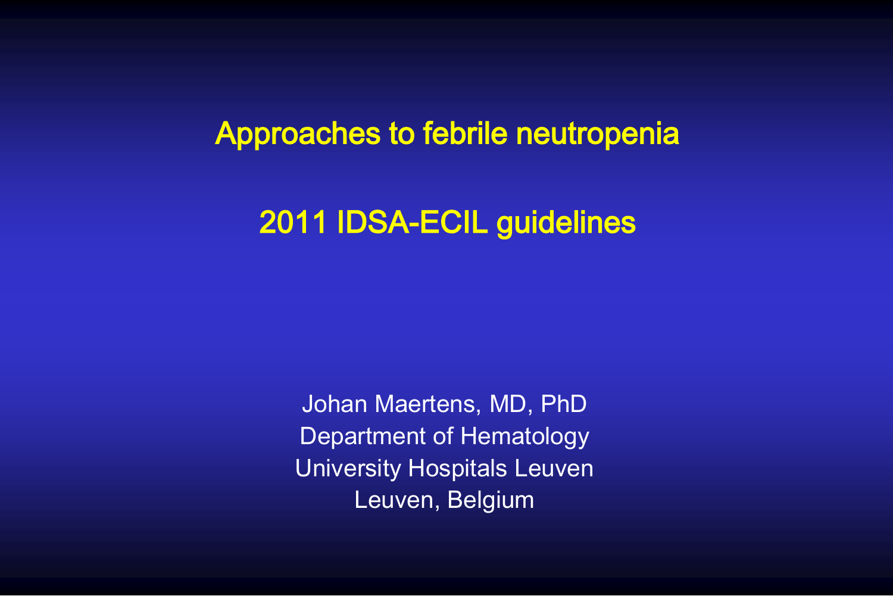# Approaches to febrile neutropenia

## 2011 IDSA-ECIL guidelines

Johan Maertens, MD, PhD
Department of Hematology
University Hospitals Leuven
Leuven, Belgium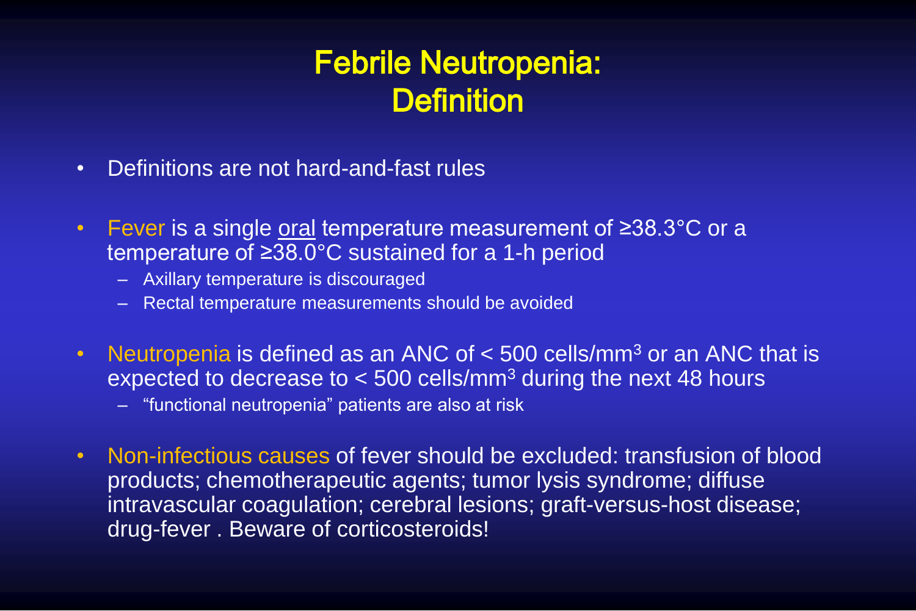# Febrile Neutropenia: Definition

- Definitions are not hard-and-fast rules
- Fever is a single oral temperature measurement of ≥38.3°C or a temperature of ≥38.0°C sustained for a 1-h period
  - Axillary temperature is discouraged
  - Rectal temperature measurements should be avoided
- Neutropenia is defined as an ANC of < 500 cells/$mm^3$ or an ANC that is expected to decrease to < 500 cells/$mm^3$ during the next 48 hours
  - "functional neutropenia" patients are also at risk
- Non-infectious causes of fever should be excluded: transfusion of blood products; chemotherapeutic agents; tumor lysis syndrome; diffuse intravascular coagulation; cerebral lesions; graft-versus-host disease; drug-fever . Beware of corticosteroids!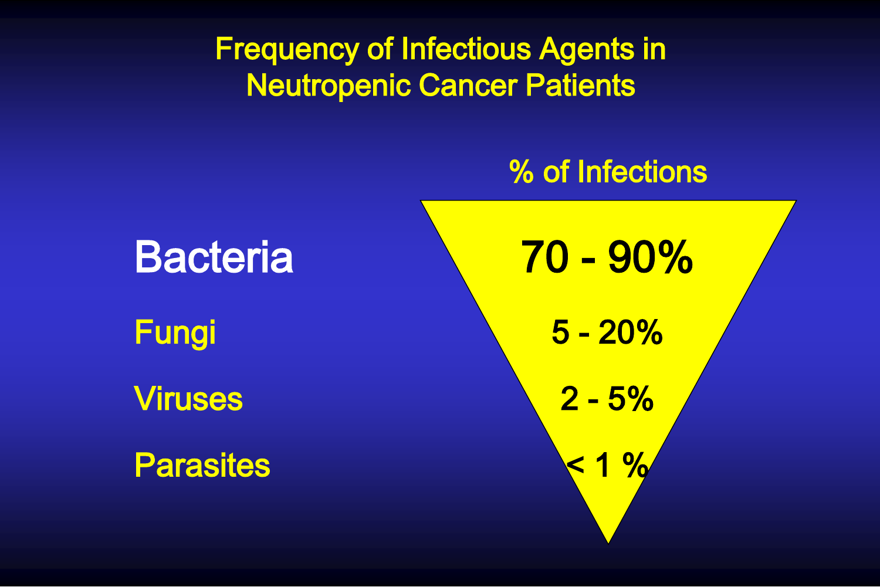# Frequency of Infectious Agents in Neutropenic Cancer Patients

| | % of Infections |
|---|---|
| **Bacteria** | **70 - 90%** |
| Fungi | 5 - 20% |
| Viruses | 2 - 5% |
| Parasites | < 1 % |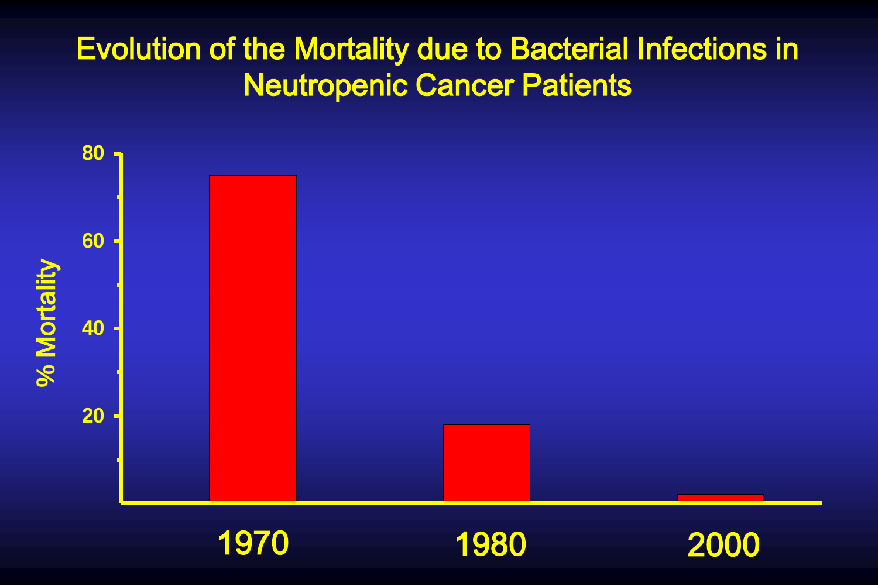# Evolution of the Mortality due to Bacterial Infections in Neutropenic Cancer Patients

| Year | % Mortality |
|---|---|
| 1970 | ~75 |
| 1980 | ~18 |
| 2000 | ~2 |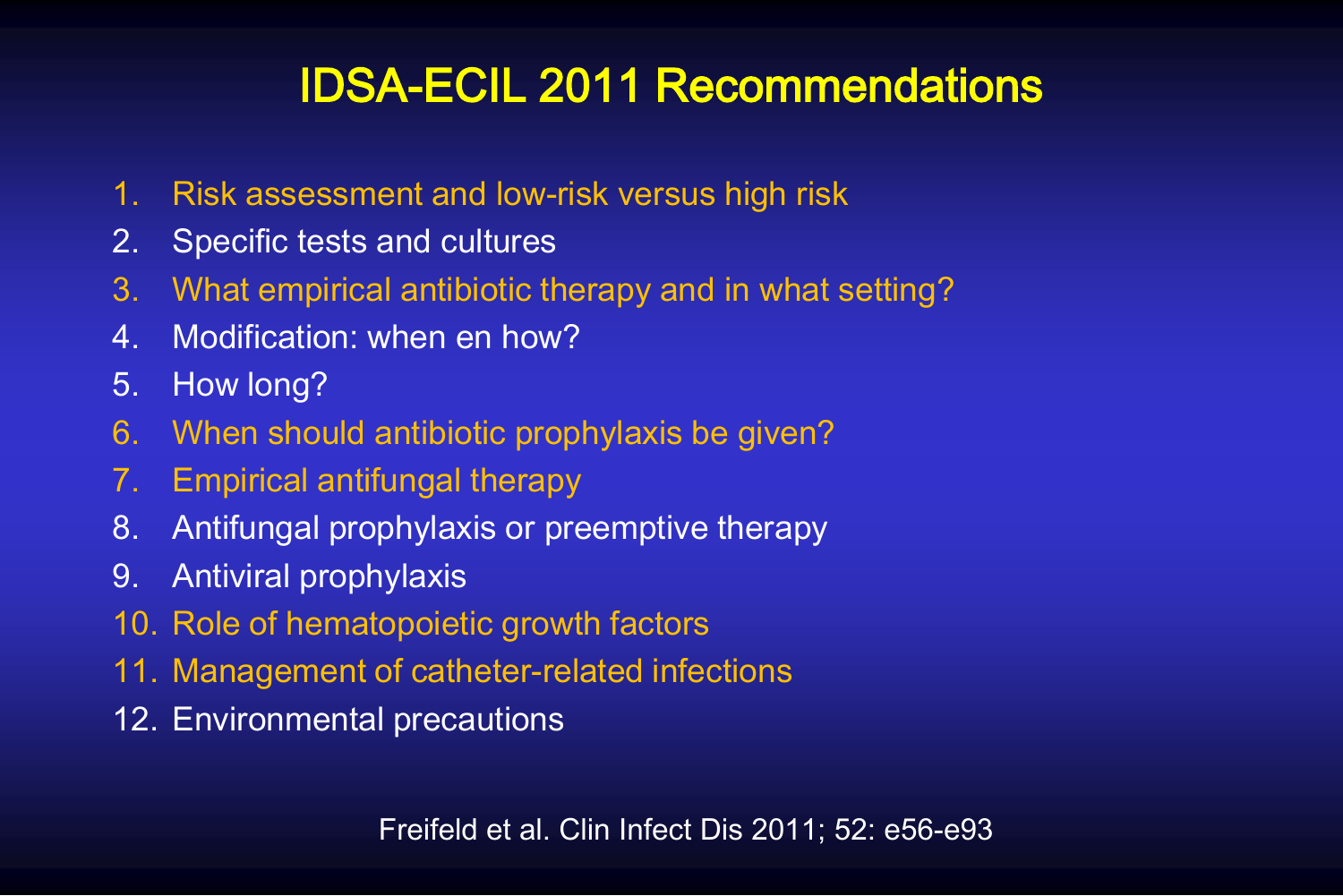# IDSA-ECIL 2011 Recommendations

1. Risk assessment and low-risk versus high risk
2. Specific tests and cultures
3. What empirical antibiotic therapy and in what setting?
4. Modification: when en how?
5. How long?
6. When should antibiotic prophylaxis be given?
7. Empirical antifungal therapy
8. Antifungal prophylaxis or preemptive therapy
9. Antiviral prophylaxis
10. Role of hematopoietic growth factors
11. Management of catheter-related infections
12. Environmental precautions

Freifeld et al. Clin Infect Dis 2011; 52: e56-e93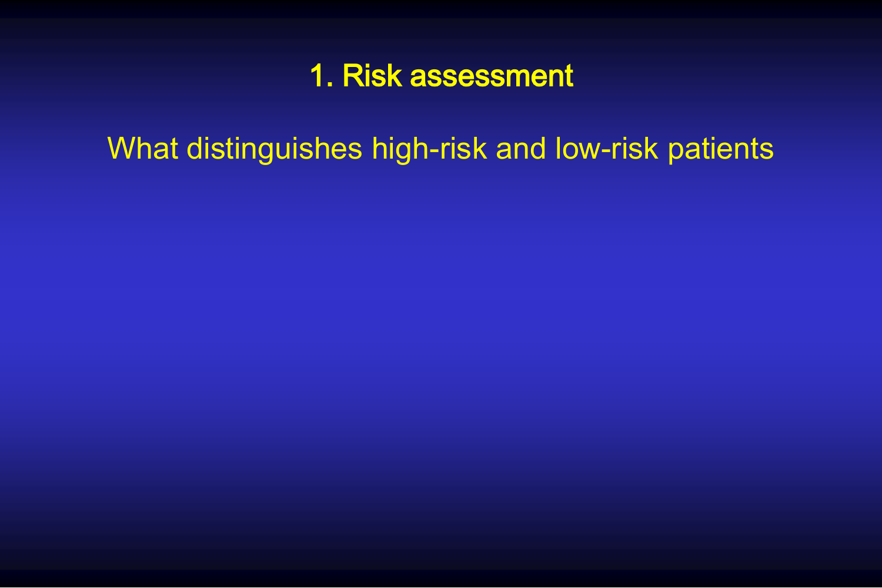## 1. Risk assessment

What distinguishes high-risk and low-risk patients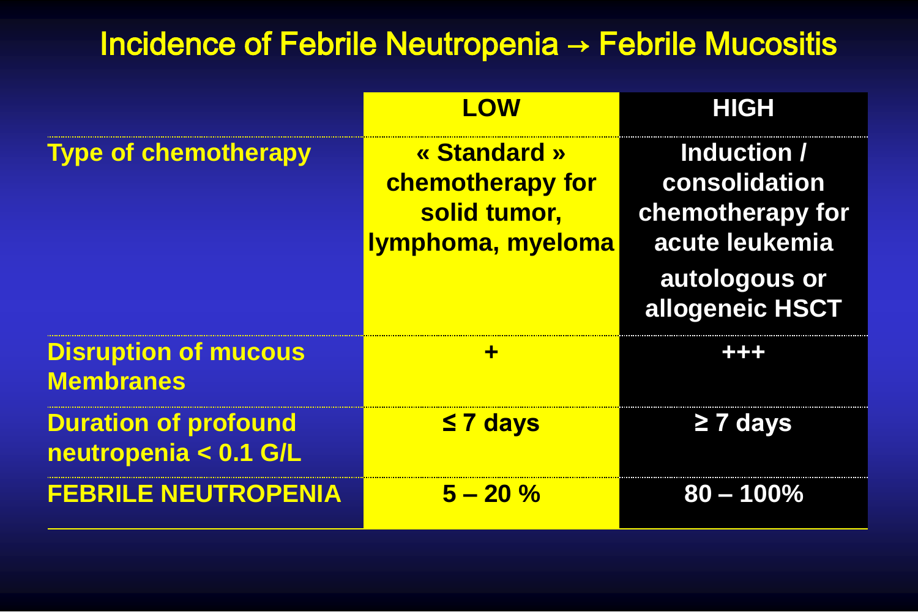# Incidence of Febrile Neutropenia → Febrile Mucositis

| | LOW | HIGH |
|---|---|---|
| **Type of chemotherapy** | **« Standard » chemotherapy for solid tumor, lymphoma, myeloma** | **Induction / consolidation chemotherapy for acute leukemia**<br>**autologous or allogeneic HSCT** |
| **Disruption of mucous Membranes** | **+** | **+++** |
| **Duration of profound neutropenia < 0.1 G/L** | **≤ 7 days** | **≥ 7 days** |
| **FEBRILE NEUTROPENIA** | **5 – 20 %** | **80 – 100%** |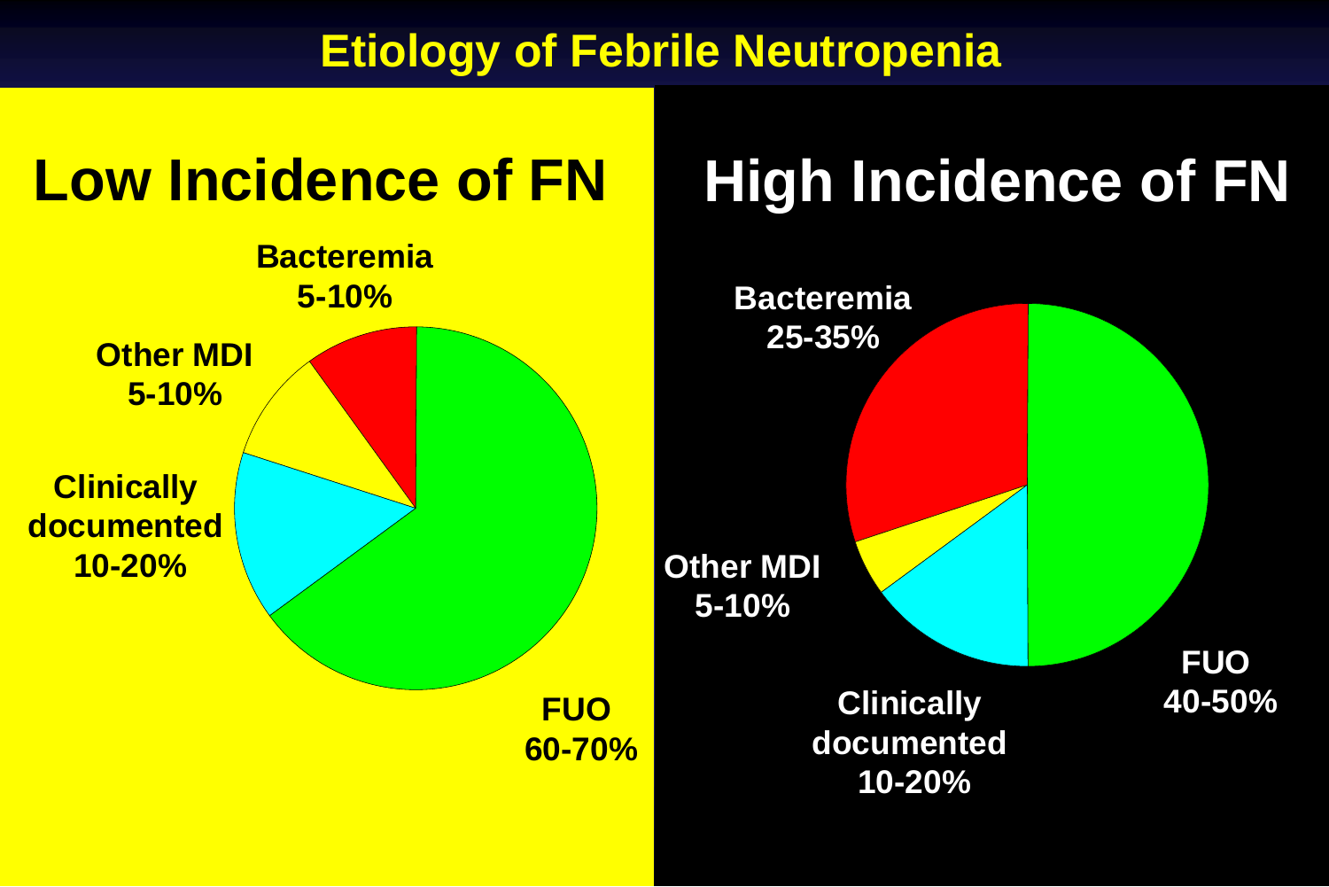# Etiology of Febrile Neutropenia

## Low Incidence of FN

- Bacteremia 5-10%
- Other MDI 5-10%
- Clinically documented 10-20%
- FUO 60-70%

## High Incidence of FN

- Bacteremia 25-35%
- Other MDI 5-10%
- Clinically documented 10-20%
- FUO 40-50%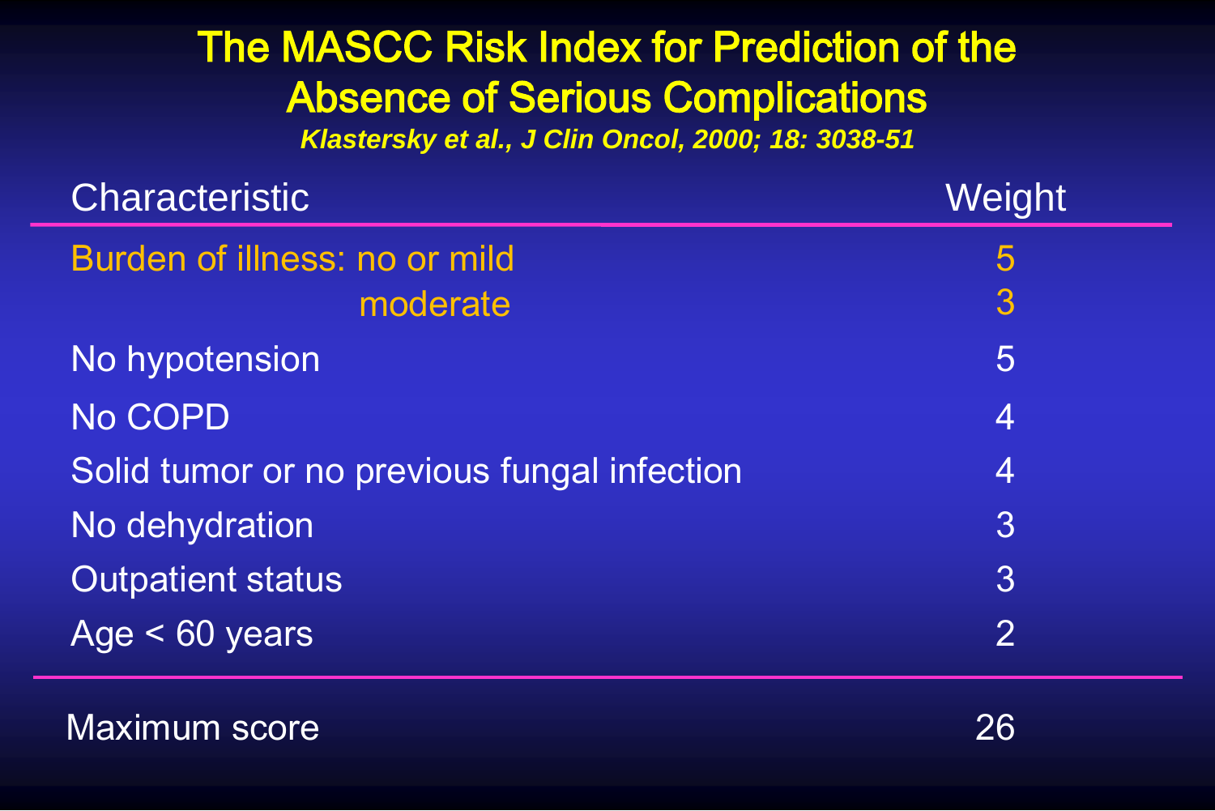# The MASCC Risk Index for Prediction of the Absence of Serious Complications

*Klastersky et al., J Clin Oncol, 2000; 18: 3038-51*

| Characteristic | Weight |
| --- | --- |
| Burden of illness: no or mild | 5 |
| moderate | 3 |
| No hypotension | 5 |
| No COPD | 4 |
| Solid tumor or no previous fungal infection | 4 |
| No dehydration | 3 |
| Outpatient status | 3 |
| Age < 60 years | 2 |
| Maximum score | 26 |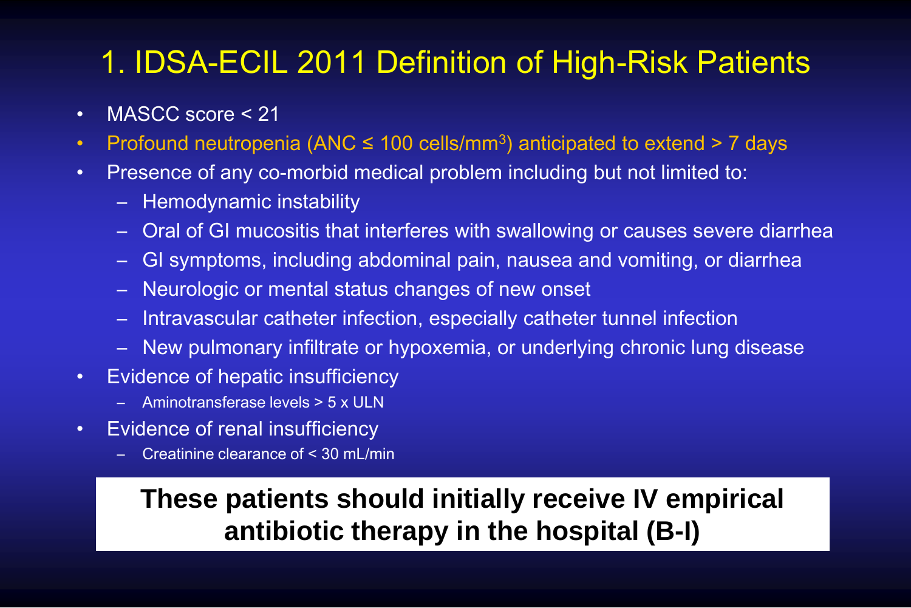# 1. IDSA-ECIL 2011 Definition of High-Risk Patients

- MASCC score < 21
- Profound neutropenia (ANC ≤ 100 cells/$mm^3$) anticipated to extend > 7 days
- Presence of any co-morbid medical problem including but not limited to:
  - Hemodynamic instability
  - Oral of GI mucositis that interferes with swallowing or causes severe diarrhea
  - GI symptoms, including abdominal pain, nausea and vomiting, or diarrhea
  - Neurologic or mental status changes of new onset
  - Intravascular catheter infection, especially catheter tunnel infection
  - New pulmonary infiltrate or hypoxemia, or underlying chronic lung disease
- Evidence of hepatic insufficiency
  - Aminotransferase levels > 5 x ULN
- Evidence of renal insufficiency
  - Creatinine clearance of < 30 mL/min

**These patients should initially receive IV empirical antibiotic therapy in the hospital (B-I)**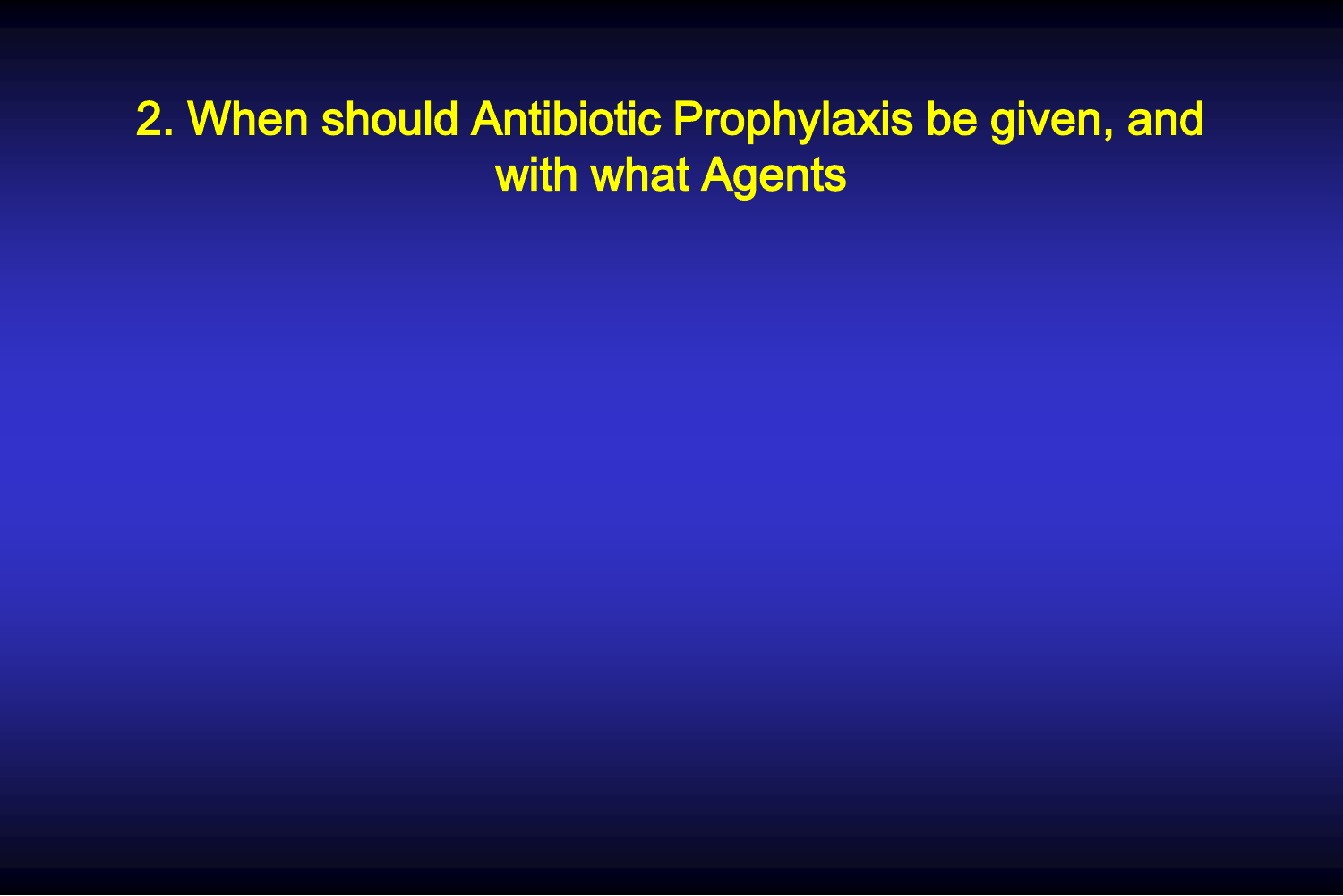# 2. When should Antibiotic Prophylaxis be given, and with what Agents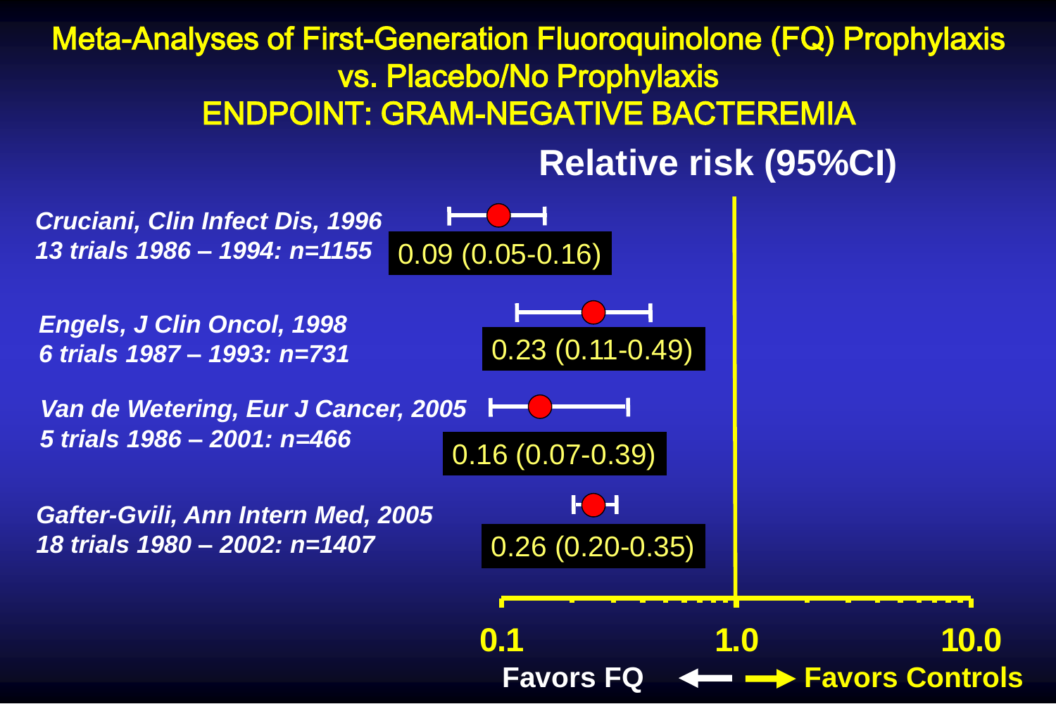# Meta-Analyses of First-Generation Fluoroquinolone (FQ) Prophylaxis vs. Placebo/No Prophylaxis

## ENDPOINT: GRAM-NEGATIVE BACTEREMIA

| Study | Relative risk (95%CI) |
|---|---|
| *Cruciani, Clin Infect Dis, 1996* <br> *13 trials 1986 – 1994: n=1155* | 0.09 (0.05-0.16) |
| *Engels, J Clin Oncol, 1998* <br> *6 trials 1987 – 1993: n=731* | 0.23 (0.11-0.49) |
| *Van de Wetering, Eur J Cancer, 2005* <br> *5 trials 1986 – 2001: n=466* | 0.16 (0.07-0.39) |
| *Gafter-Gvili, Ann Intern Med, 2005* <br> *18 trials 1980 – 2002: n=1407* | 0.26 (0.20-0.35) |

0.1 — 1.0 — 10.0

**Favors FQ** ← → **Favors Controls**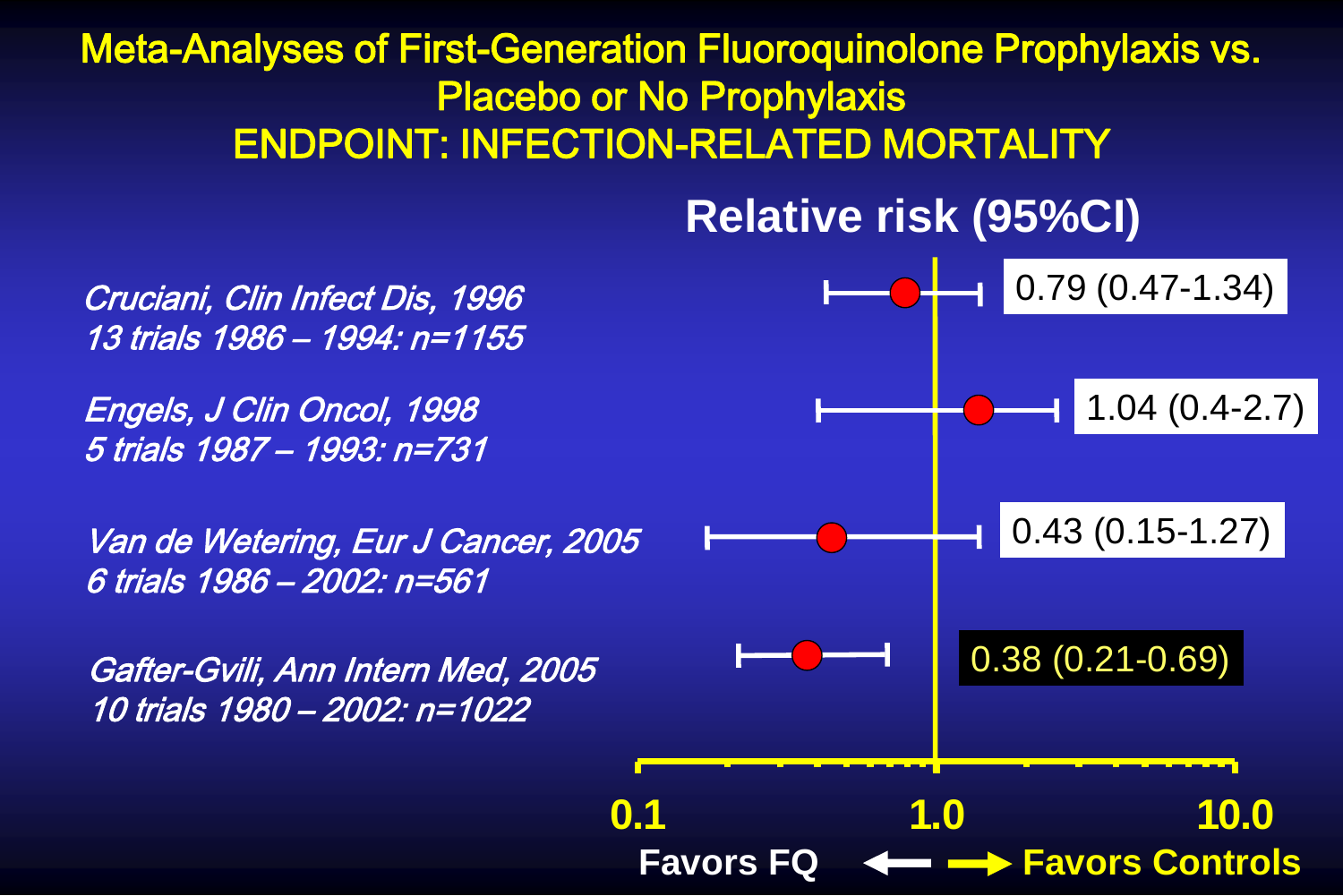# Meta-Analyses of First-Generation Fluoroquinolone Prophylaxis vs. Placebo or No Prophylaxis

## ENDPOINT: INFECTION-RELATED MORTALITY

| Study | Relative risk (95%CI) |
| --- | --- |
| *Cruciani, Clin Infect Dis, 1996*<br>*13 trials 1986 – 1994: n=1155* | 0.79 (0.47-1.34) |
| *Engels, J Clin Oncol, 1998*<br>*5 trials 1987 – 1993: n=731* | 1.04 (0.4-2.7) |
| *Van de Wetering, Eur J Cancer, 2005*<br>*6 trials 1986 – 2002: n=561* | 0.43 (0.15-1.27) |
| *Gafter-Gvili, Ann Intern Med, 2005*<br>*10 trials 1980 – 2002: n=1022* | 0.38 (0.21-0.69) |

Axis: 0.1 – 1.0 – 10.0

**Favors FQ** ← → **Favors Controls**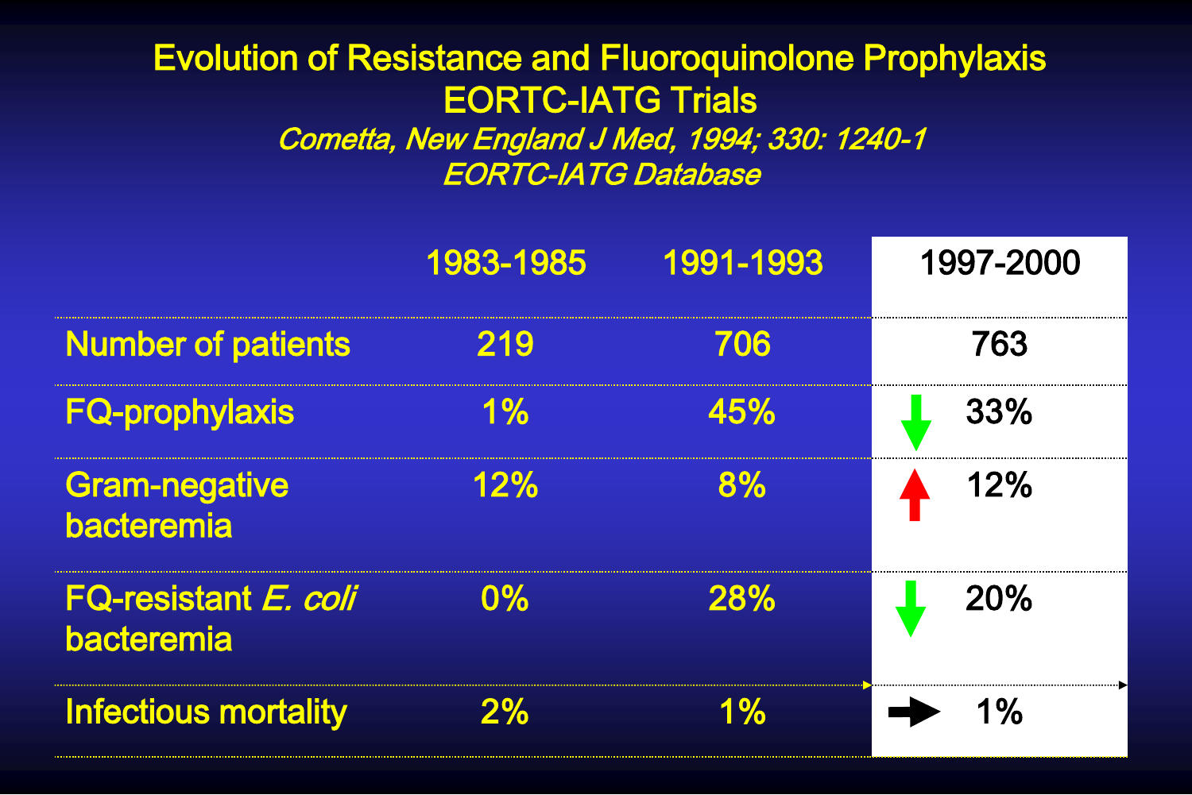# Evolution of Resistance and Fluoroquinolone Prophylaxis EORTC-IATG Trials

*Cometta, New England J Med, 1994; 330: 1240-1*

*EORTC-IATG Database*

| | 1983-1985 | 1991-1993 | 1997-2000 |
|---|---|---|---|
| Number of patients | 219 | 706 | 763 |
| FQ-prophylaxis | 1% | 45% | ↓ 33% |
| Gram-negative bacteremia | 12% | 8% | ↑ 12% |
| FQ-resistant *E. coli* bacteremia | 0% | 28% | ↓ 20% |
| Infectious mortality | 2% | 1% | → 1% |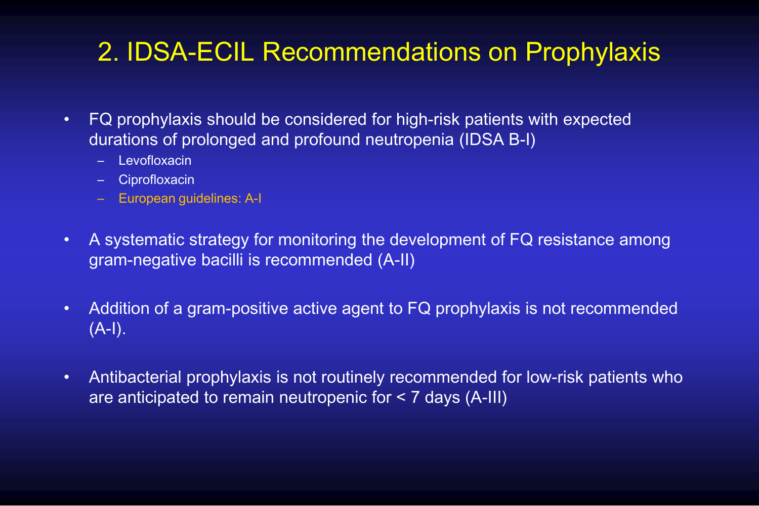# 2. IDSA-ECIL Recommendations on Prophylaxis

- FQ prophylaxis should be considered for high-risk patients with expected durations of prolonged and profound neutropenia (IDSA B-I)
  - Levofloxacin
  - Ciprofloxacin
  - European guidelines: A-I
- A systematic strategy for monitoring the development of FQ resistance among gram-negative bacilli is recommended (A-II)
- Addition of a gram-positive active agent to FQ prophylaxis is not recommended (A-I).
- Antibacterial prophylaxis is not routinely recommended for low-risk patients who are anticipated to remain neutropenic for < 7 days (A-III)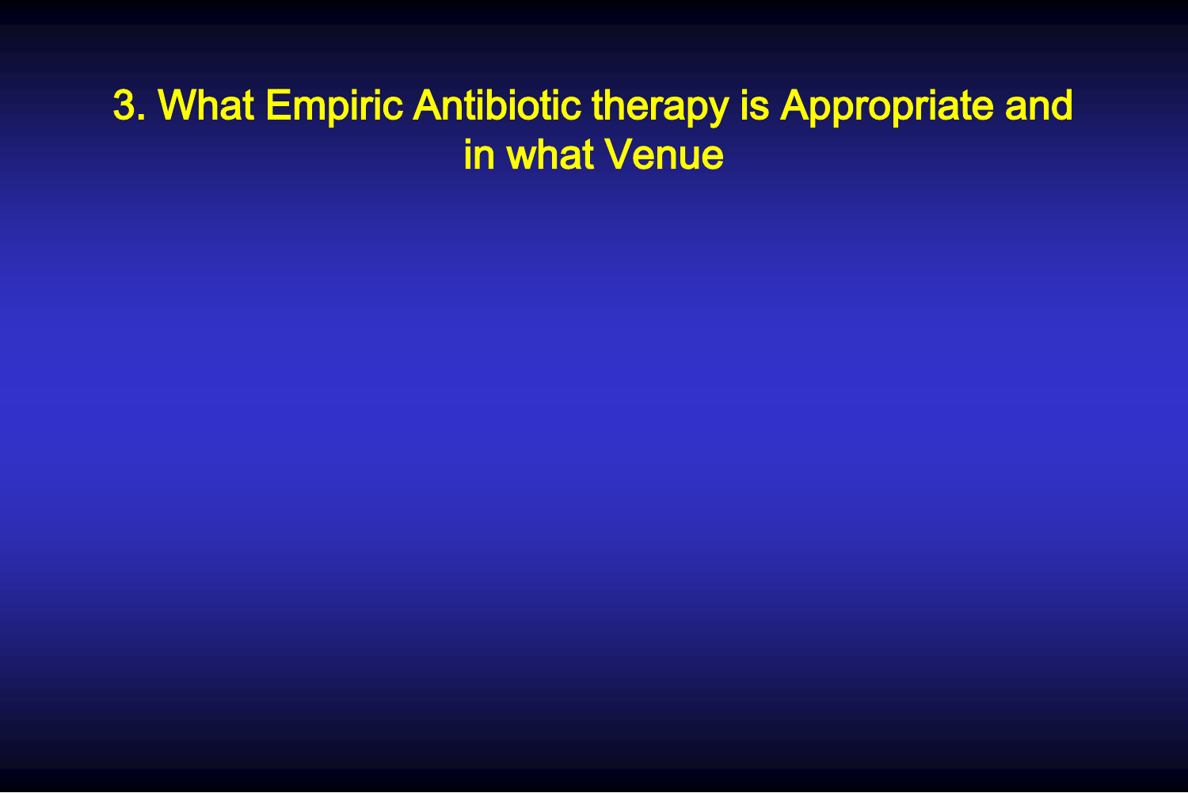# 3. What Empiric Antibiotic therapy is Appropriate and in what Venue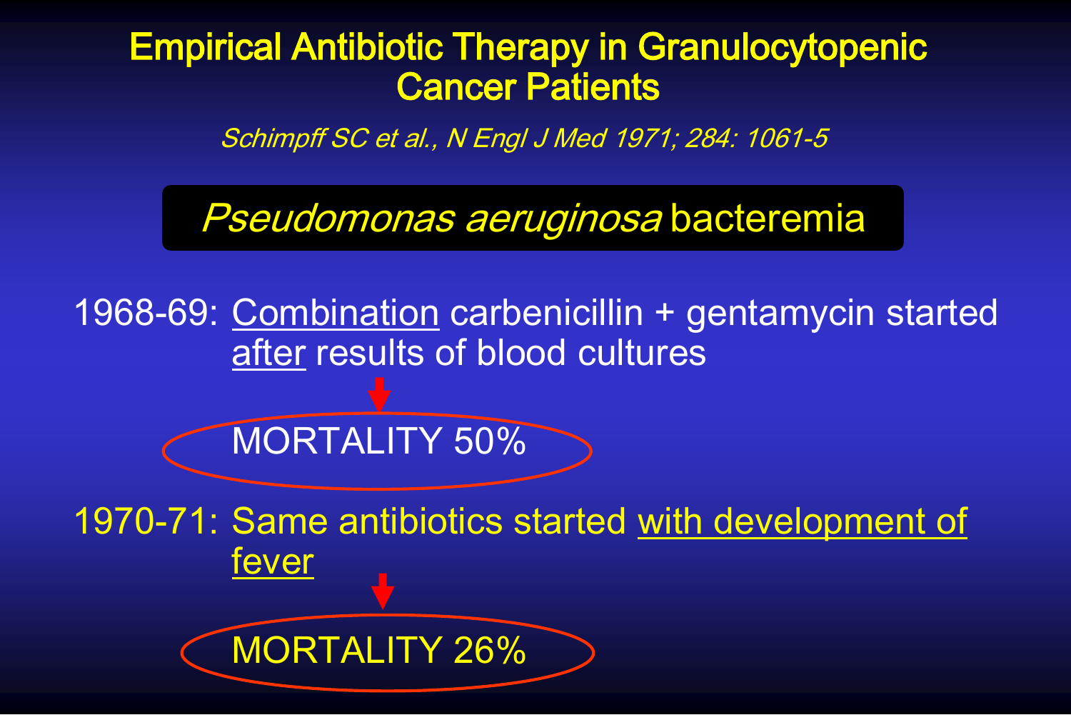# Empirical Antibiotic Therapy in Granulocytopenic Cancer Patients

*Schimpff SC et al., N Engl J Med 1971; 284: 1061-5*

## *Pseudomonas aeruginosa* bacteremia

1968-69: Combination carbenicillin + gentamycin started after results of blood cultures

↓

MORTALITY 50%

1970-71: Same antibiotics started with development of fever

↓

MORTALITY 26%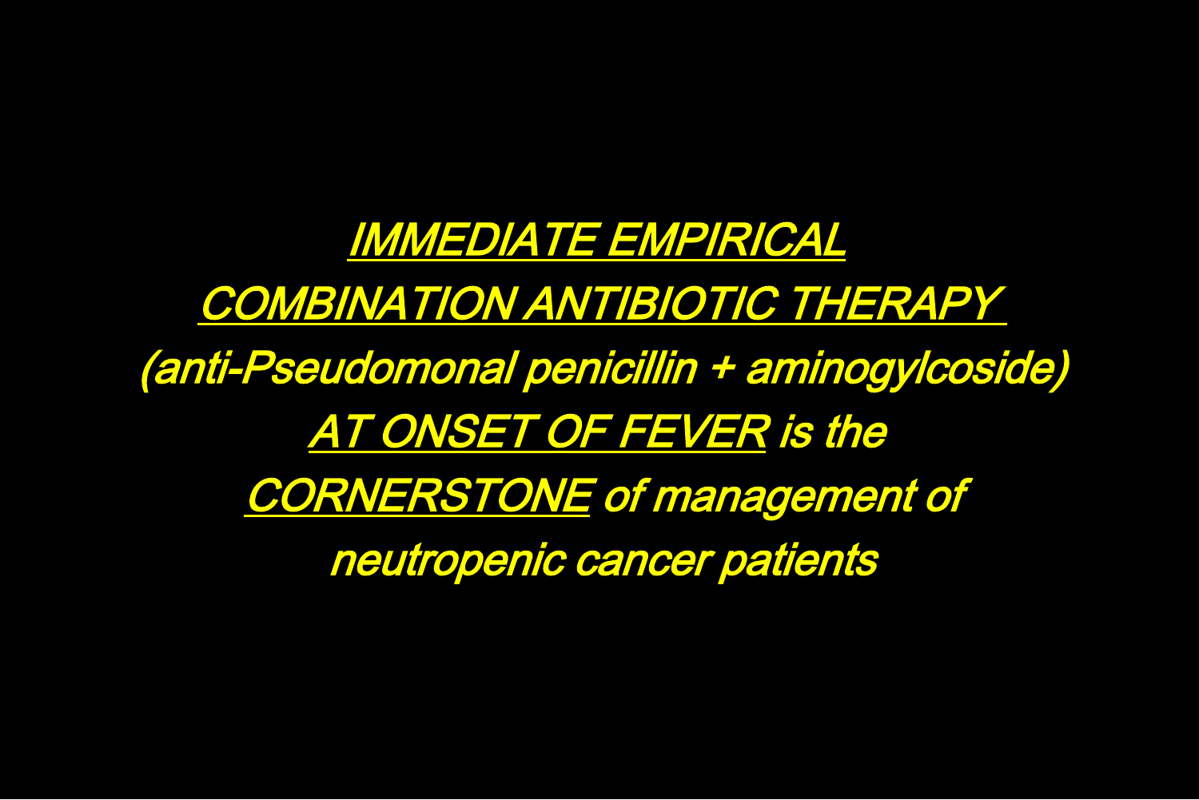*<u>IMMEDIATE EMPIRICAL</u>*

*<u>COMBINATION ANTIBIOTIC THERAPY</u>*

*(anti-Pseudomonal penicillin + aminogylcoside)*

*<u>AT ONSET OF FEVER</u> is the*

*<u>CORNERSTONE</u> of management of*

*neutropenic cancer patients*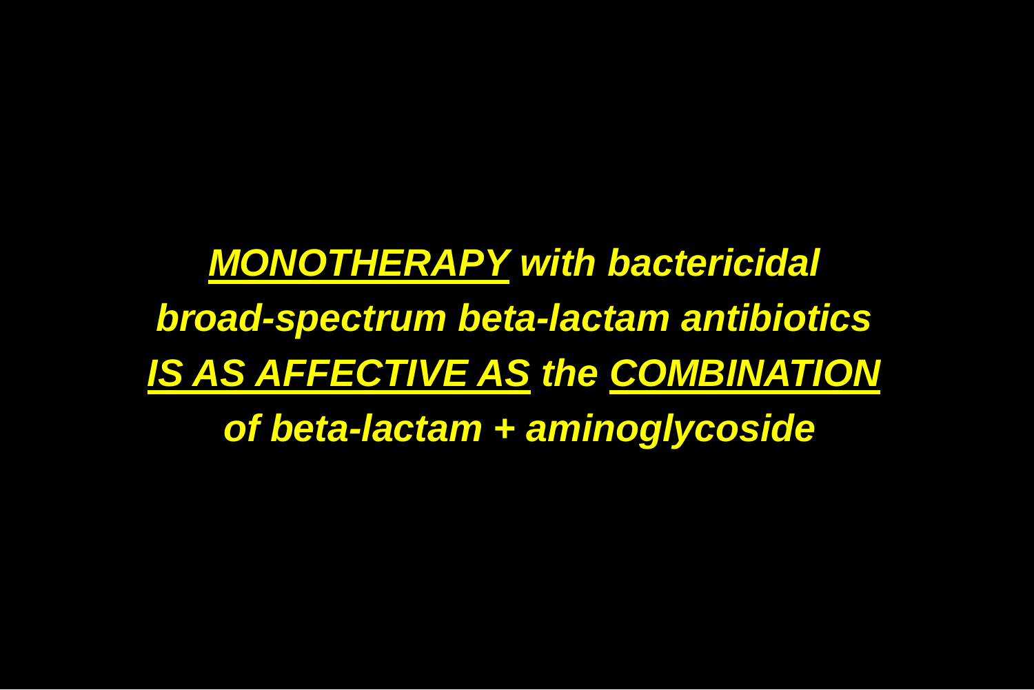***MONOTHERAPY* with bactericidal broad-spectrum beta-lactam antibiotics *IS AS AFFECTIVE AS* the *COMBINATION* of beta-lactam + aminoglycoside**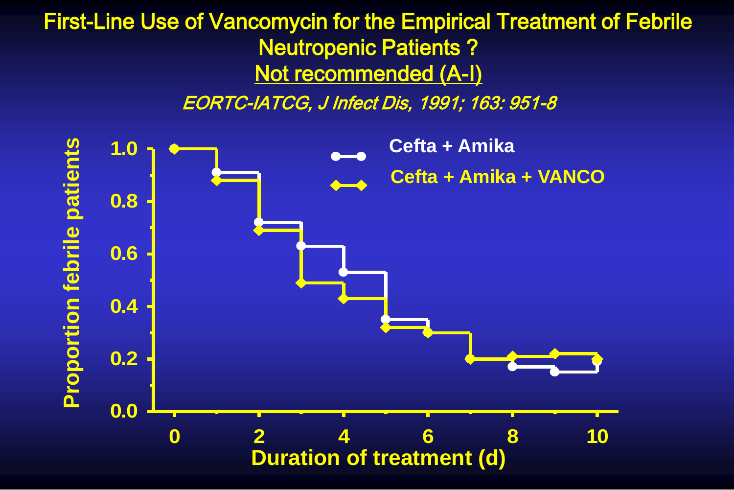# First-Line Use of Vancomycin for the Empirical Treatment of Febrile Neutropenic Patients ?

## Not recommended (A-I)

*EORTC-IATCG, J Infect Dis, 1991; 163: 951-8*

Proportion febrile patients vs. Duration of treatment (d)

- Cefta + Amika
- Cefta + Amika + VANCO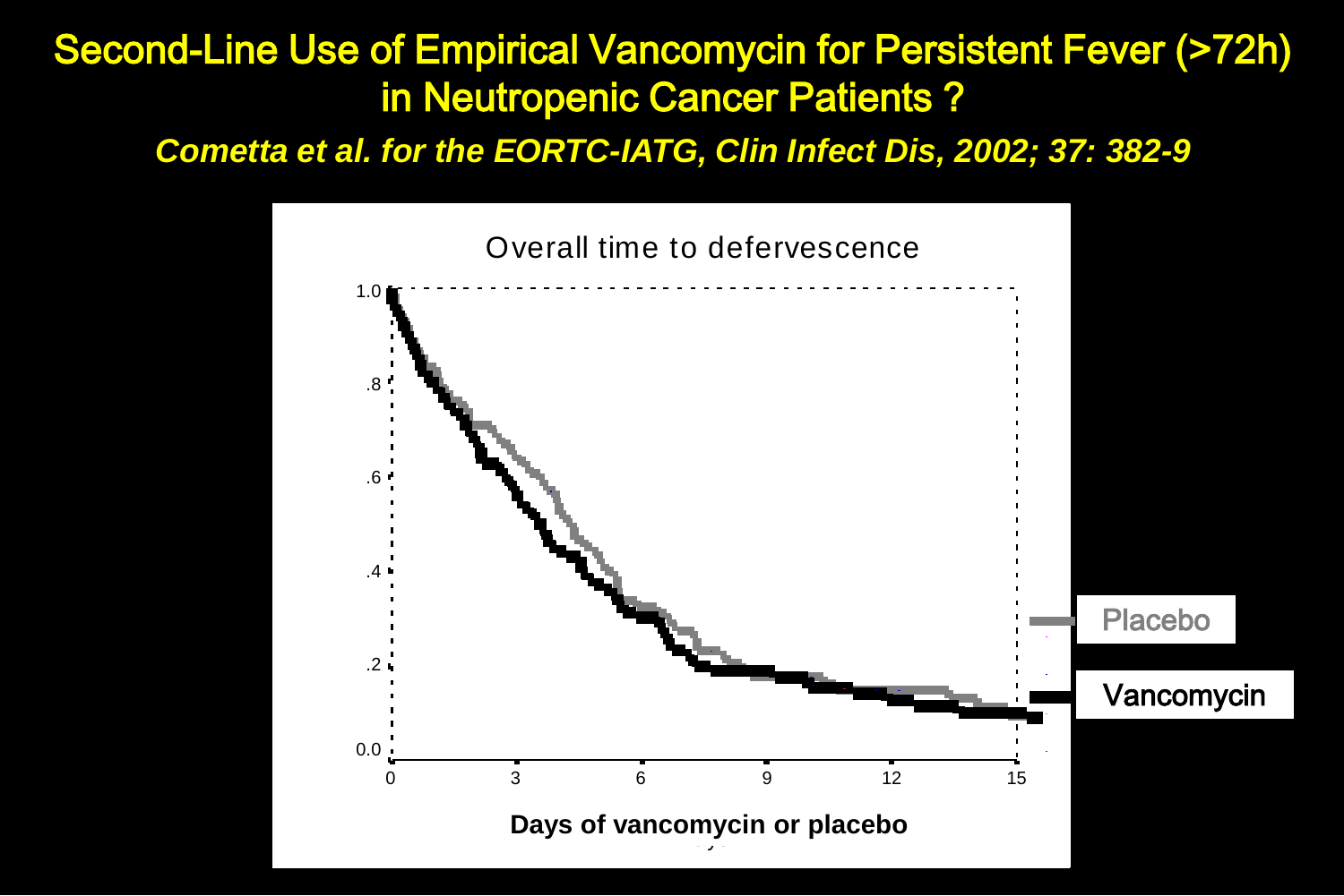# Second-Line Use of Empirical Vancomycin for Persistent Fever (>72h) in Neutropenic Cancer Patients ?

***Cometta et al. for the EORTC-IATG, Clin Infect Dis, 2002; 37: 382-9***

Overall time to defervescence

Days of vancomycin or placebo

Placebo

Vancomycin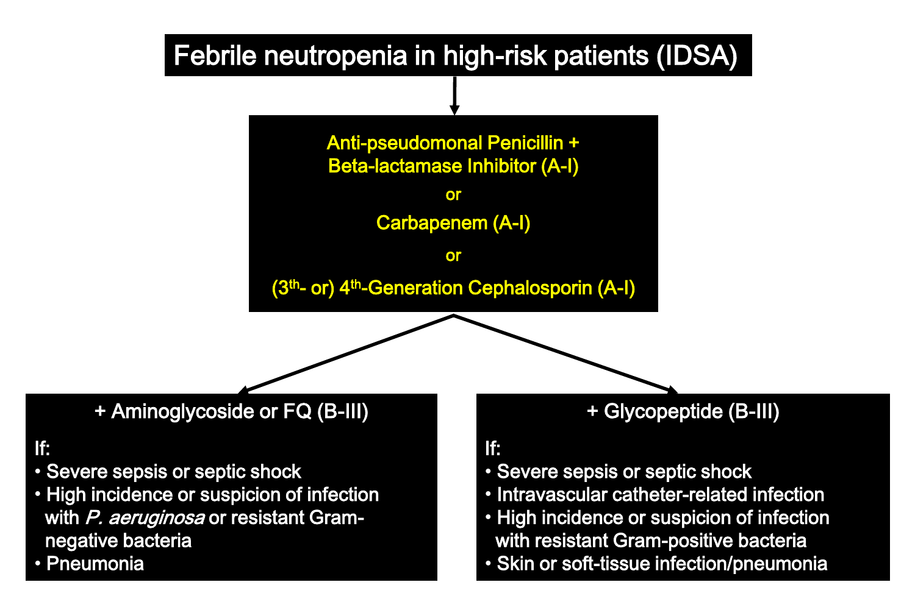# Febrile neutropenia in high-risk patients (IDSA)

**Anti-pseudomonal Penicillin + Beta-lactamase Inhibitor (A-I)**

or

**Carbapenem (A-I)**

or

**(3th- or) 4th-Generation Cephalosporin (A-I)**

## + Aminoglycoside or FQ (B-III)

If:

- Severe sepsis or septic shock
- High incidence or suspicion of infection with *P. aeruginosa* or resistant Gram-negative bacteria
- Pneumonia

## + Glycopeptide (B-III)

If:

- Severe sepsis or septic shock
- Intravascular catheter-related infection
- High incidence or suspicion of infection with resistant Gram-positive bacteria
- Skin or soft-tissue infection/pneumonia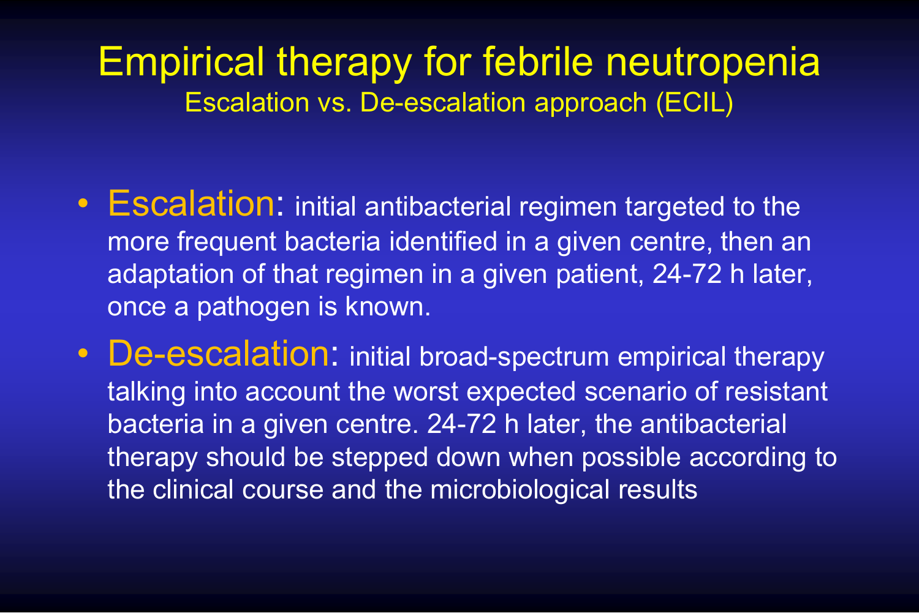# Empirical therapy for febrile neutropenia

Escalation vs. De-escalation approach (ECIL)

- **Escalation**: initial antibacterial regimen targeted to the more frequent bacteria identified in a given centre, then an adaptation of that regimen in a given patient, 24-72 h later, once a pathogen is known.
- **De-escalation**: initial broad-spectrum empirical therapy talking into account the worst expected scenario of resistant bacteria in a given centre. 24-72 h later, the antibacterial therapy should be stepped down when possible according to the clinical course and the microbiological results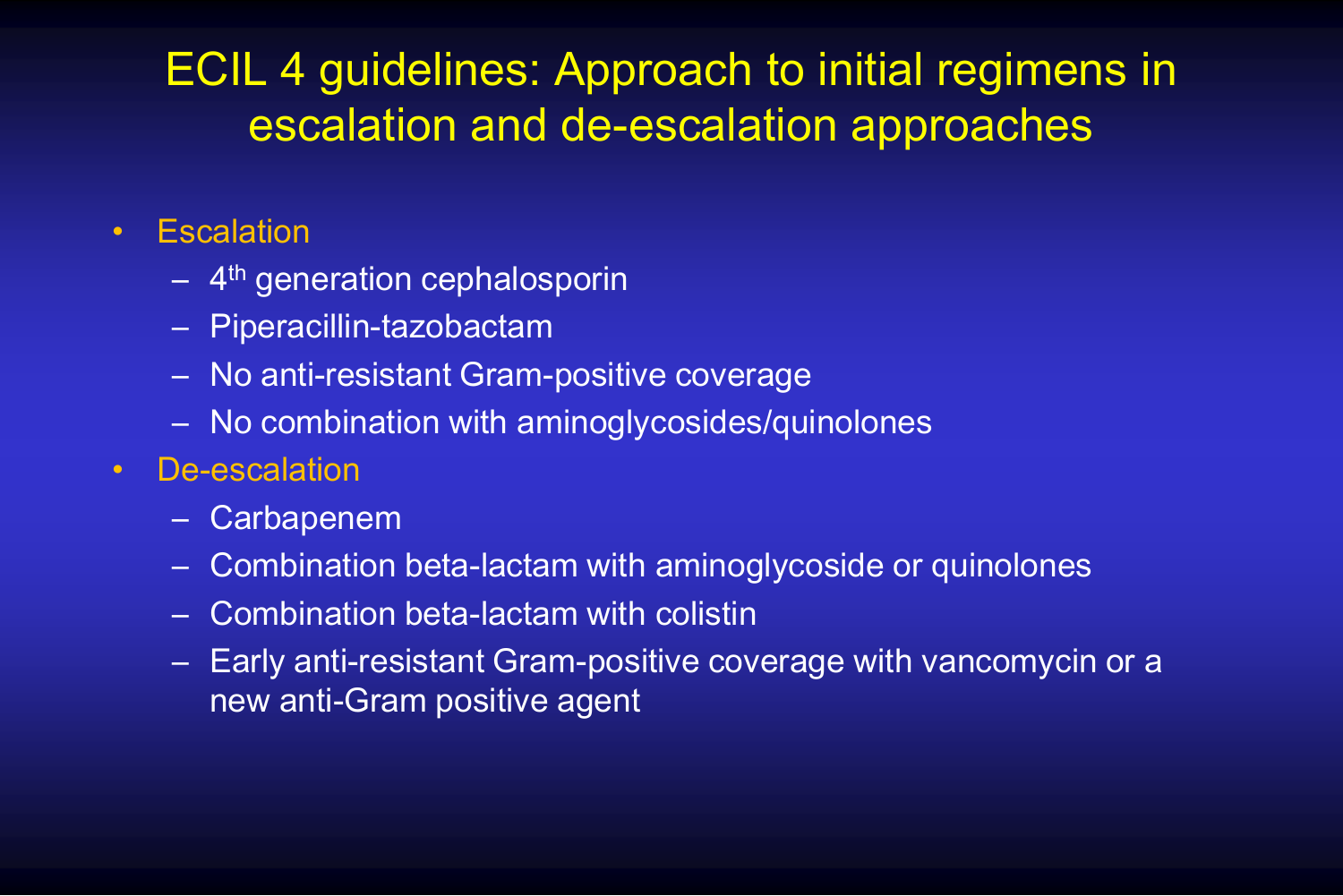# ECIL 4 guidelines: Approach to initial regimens in escalation and de-escalation approaches

- Escalation
  - 4th generation cephalosporin
  - Piperacillin-tazobactam
  - No anti-resistant Gram-positive coverage
  - No combination with aminoglycosides/quinolones
- De-escalation
  - Carbapenem
  - Combination beta-lactam with aminoglycoside or quinolones
  - Combination beta-lactam with colistin
  - Early anti-resistant Gram-positive coverage with vancomycin or a new anti-Gram positive agent